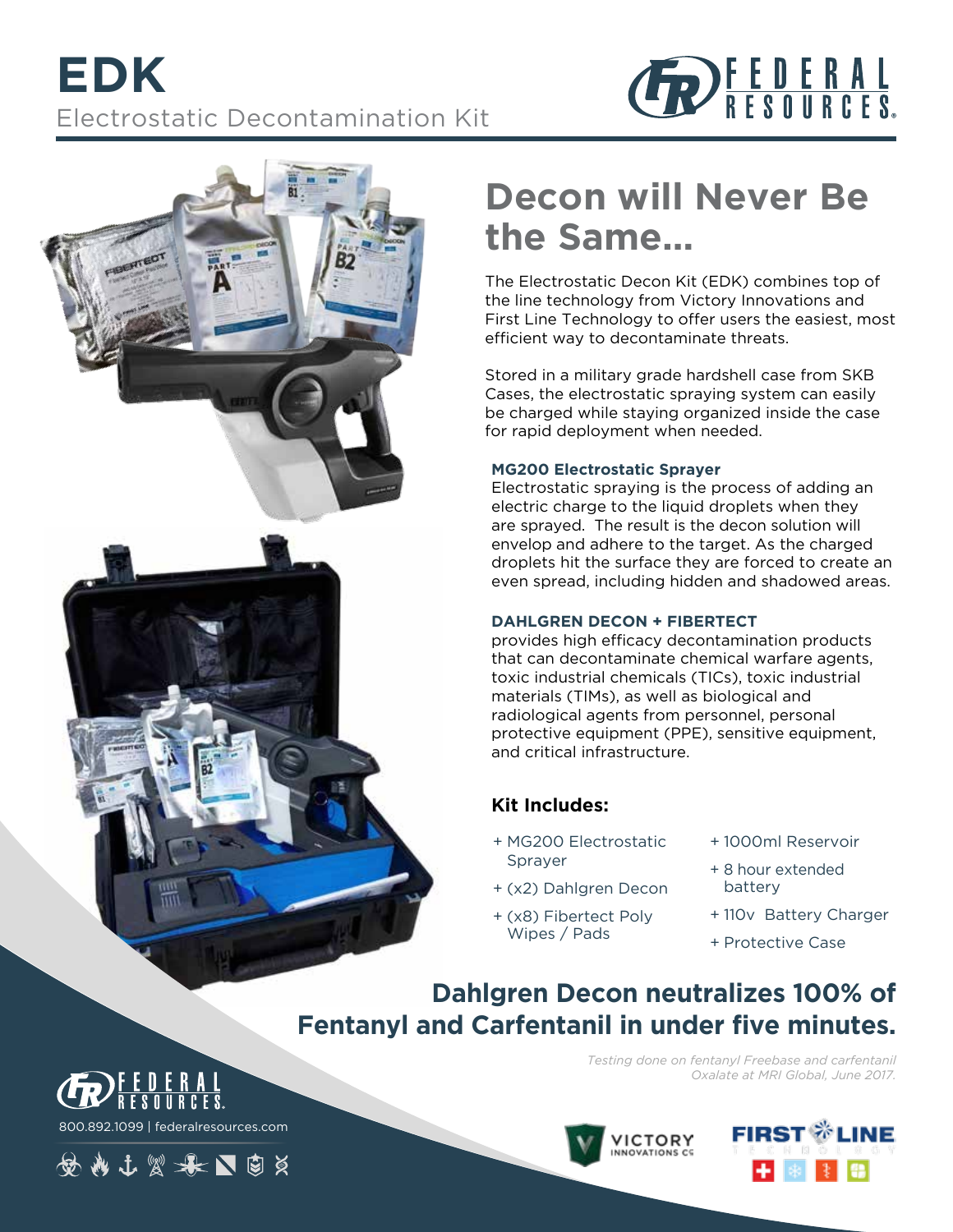# EDK

Electrostatic Decontamination Kit

## Decon will Never Be the Same...

The Electrostatic Decon Kit (EDK) combines top of the line technology from Victory Innovations and First Line Technology to offer users the easiest, most efficient way to decontaminate threats.

Stored in a military grade hardshell case from SKB Cases, the electrostatic spraying system can easily be charged while staying organized inside the case for rapid deployment when needed.

### MG200 Electrostatic Sprayer

Electrostatic spraying is the process of adding an electric charge to the liquid droplets when they are sprayed. The result is the decon solution will envelop and adhere to the target. As the charged droplets hit the surface they are forced to create an even spread, including hidden and shadowed areas.

### DAHLGREN DECON + FIBERTECT

provides high efficacy decontamination products that can decontaminate chemical warfare agents, toxic industrial chemicals (TICs), toxic industrial materials (TIMs), as well as biological and radiological agents from personnel, personal protective equipment (PPE), sensitive equipment, and critical infrastructure.

### Kit Includes:

+ MG200 Electrostatic Sprayer
+ (x2) Dahlgren Decon
+ (x8) Fibertect Poly Wipes / Pads
+ 1000ml Reservoir
+ 8 hour extended battery
+ 110v Battery Charger
+ Protective Case

## Dahlgren Decon neutralizes 100% of Fentanyl and Carfentanil in under five minutes.

*Testing done on fentanyl Freebase and carfentanil Oxalate at MRI Global, June 2017.*

FEDERAL RESOURCES

800.892.1099 | federalresources.com

VICTORY INNOVATIONS CO

FIRST LINE TECHNOLOGY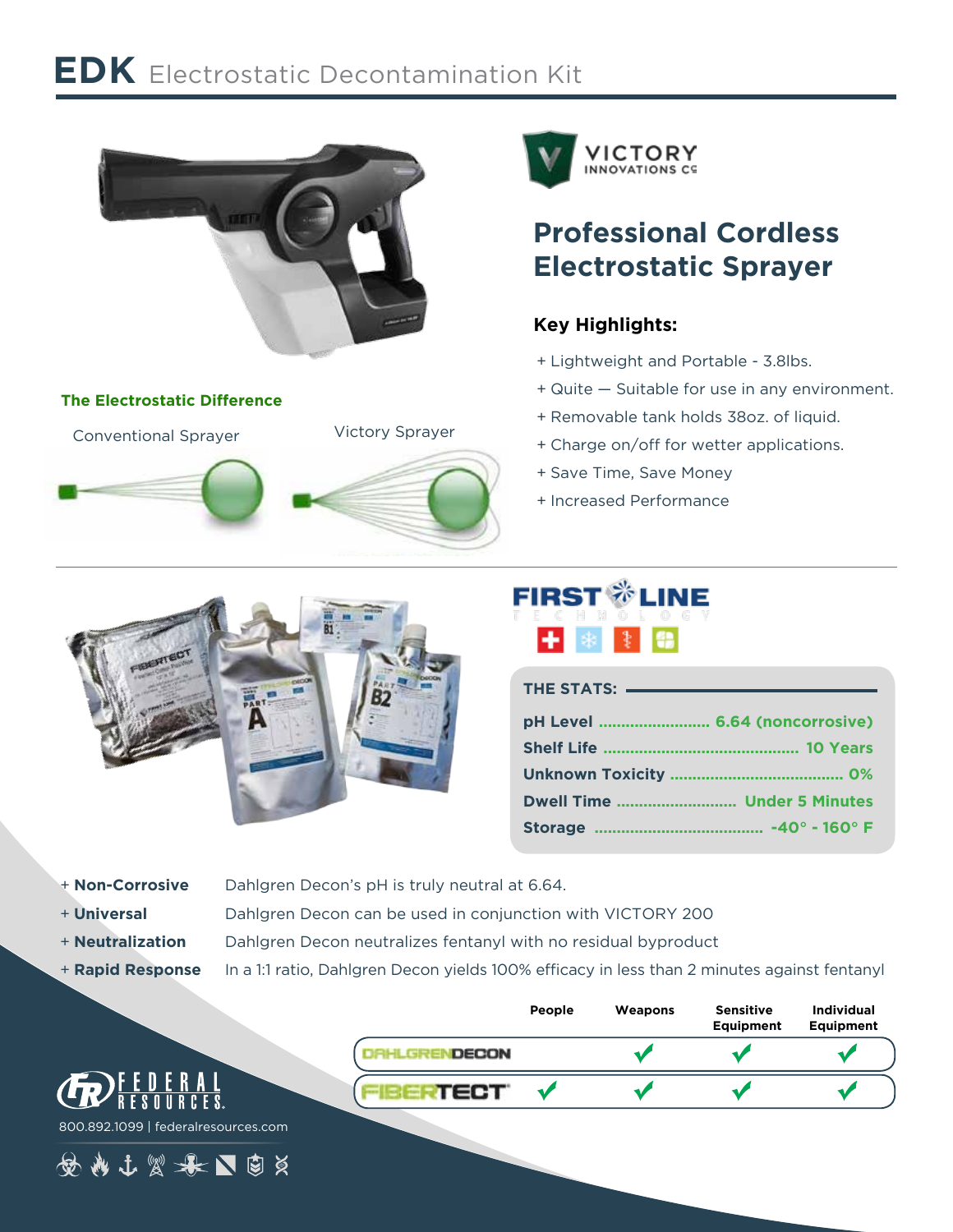# EDK Electrostatic Decontamination Kit

VICTORY INNOVATIONS CO

## Professional Cordless Electrostatic Sprayer

### Key Highlights:

+ Lightweight and Portable - 3.8lbs.
+ Quite — Suitable for use in any environment.
+ Removable tank holds 38oz. of liquid.
+ Charge on/off for wetter applications.
+ Save Time, Save Money
+ Increased Performance

**The Electrostatic Difference**

Conventional Sprayer

Victory Sprayer

FIRST LINE TECHNOLOGY

**THE STATS:**

| | |
|---|---|
| pH Level | 6.64 (noncorrosive) |
| Shelf Life | 10 Years |
| Unknown Toxicity | 0% |
| Dwell Time | Under 5 Minutes |
| Storage | -40° - 160° F |

+ **Non-Corrosive** Dahlgren Decon's pH is truly neutral at 6.64.
+ **Universal** Dahlgren Decon can be used in conjunction with VICTORY 200
+ **Neutralization** Dahlgren Decon neutralizes fentanyl with no residual byproduct
+ **Rapid Response** In a 1:1 ratio, Dahlgren Decon yields 100% efficacy in less than 2 minutes against fentanyl

| | People | Weapons | Sensitive Equipment | Individual Equipment |
|---|---|---|---|---|
| DAHLGRENDECON | | ✓ | ✓ | ✓ |
| FIBERTECT | ✓ | ✓ | ✓ | ✓ |

FEDERAL RESOURCES

800.892.1099 | federalresources.com